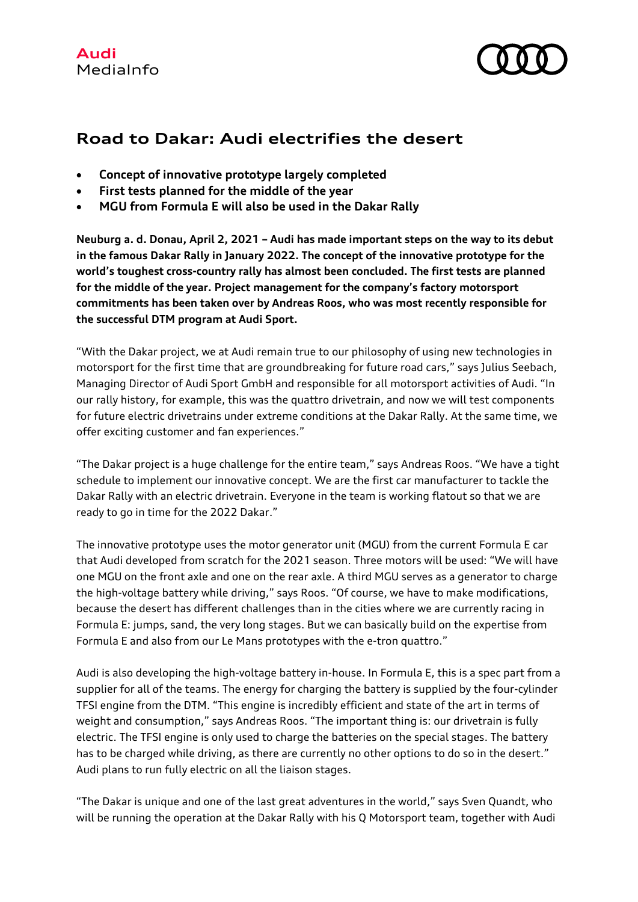Audi
MediaInfo

# Road to Dakar: Audi electrifies the desert

- **Concept of innovative prototype largely completed**
- **First tests planned for the middle of the year**
- **MGU from Formula E will also be used in the Dakar Rally**

**Neuburg a. d. Donau, April 2, 2021 – Audi has made important steps on the way to its debut in the famous Dakar Rally in January 2022. The concept of the innovative prototype for the world's toughest cross-country rally has almost been concluded. The first tests are planned for the middle of the year. Project management for the company's factory motorsport commitments has been taken over by Andreas Roos, who was most recently responsible for the successful DTM program at Audi Sport.**

"With the Dakar project, we at Audi remain true to our philosophy of using new technologies in motorsport for the first time that are groundbreaking for future road cars," says Julius Seebach, Managing Director of Audi Sport GmbH and responsible for all motorsport activities of Audi. "In our rally history, for example, this was the quattro drivetrain, and now we will test components for future electric drivetrains under extreme conditions at the Dakar Rally. At the same time, we offer exciting customer and fan experiences."

"The Dakar project is a huge challenge for the entire team," says Andreas Roos. "We have a tight schedule to implement our innovative concept. We are the first car manufacturer to tackle the Dakar Rally with an electric drivetrain. Everyone in the team is working flatout so that we are ready to go in time for the 2022 Dakar."

The innovative prototype uses the motor generator unit (MGU) from the current Formula E car that Audi developed from scratch for the 2021 season. Three motors will be used: "We will have one MGU on the front axle and one on the rear axle. A third MGU serves as a generator to charge the high-voltage battery while driving," says Roos. "Of course, we have to make modifications, because the desert has different challenges than in the cities where we are currently racing in Formula E: jumps, sand, the very long stages. But we can basically build on the expertise from Formula E and also from our Le Mans prototypes with the e-tron quattro."

Audi is also developing the high-voltage battery in-house. In Formula E, this is a spec part from a supplier for all of the teams. The energy for charging the battery is supplied by the four-cylinder TFSI engine from the DTM. "This engine is incredibly efficient and state of the art in terms of weight and consumption," says Andreas Roos. "The important thing is: our drivetrain is fully electric. The TFSI engine is only used to charge the batteries on the special stages. The battery has to be charged while driving, as there are currently no other options to do so in the desert." Audi plans to run fully electric on all the liaison stages.

"The Dakar is unique and one of the last great adventures in the world," says Sven Quandt, who will be running the operation at the Dakar Rally with his Q Motorsport team, together with Audi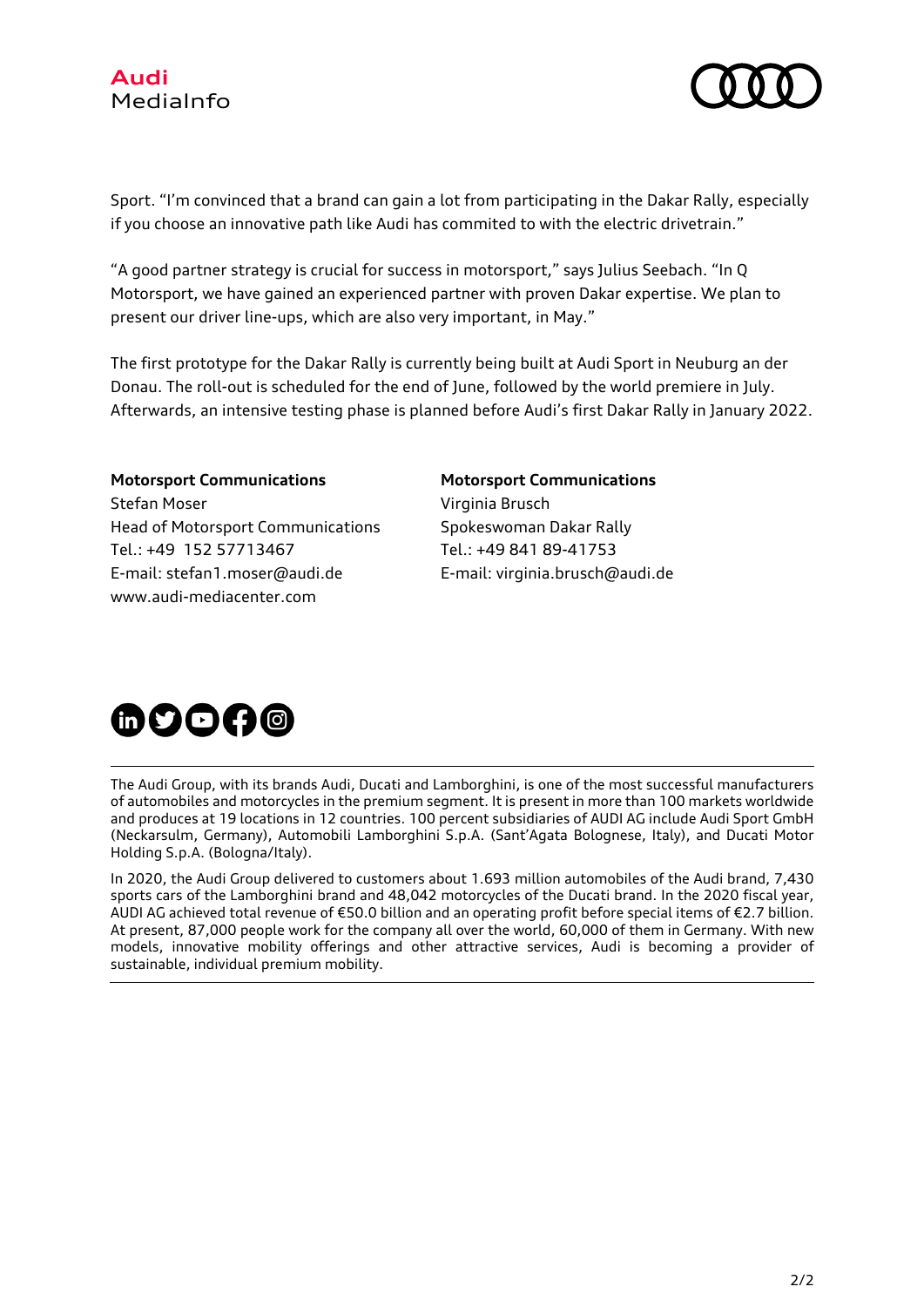Sport. "I'm convinced that a brand can gain a lot from participating in the Dakar Rally, especially if you choose an innovative path like Audi has commited to with the electric drivetrain."

"A good partner strategy is crucial for success in motorsport," says Julius Seebach. "In Q Motorsport, we have gained an experienced partner with proven Dakar expertise. We plan to present our driver line-ups, which are also very important, in May."

The first prototype for the Dakar Rally is currently being built at Audi Sport in Neuburg an der Donau. The roll-out is scheduled for the end of June, followed by the world premiere in July. Afterwards, an intensive testing phase is planned before Audi's first Dakar Rally in January 2022.

**Motorsport Communications**
Stefan Moser
Head of Motorsport Communications
Tel.: +49 152 57713467
E-mail: stefan1.moser@audi.de
www.audi-mediacenter.com

**Motorsport Communications**
Virginia Brusch
Spokeswoman Dakar Rally
Tel.: +49 841 89-41753
E-mail: virginia.brusch@audi.de

---

The Audi Group, with its brands Audi, Ducati and Lamborghini, is one of the most successful manufacturers of automobiles and motorcycles in the premium segment. It is present in more than 100 markets worldwide and produces at 19 locations in 12 countries. 100 percent subsidiaries of AUDI AG include Audi Sport GmbH (Neckarsulm, Germany), Automobili Lamborghini S.p.A. (Sant'Agata Bolognese, Italy), and Ducati Motor Holding S.p.A. (Bologna/Italy).

In 2020, the Audi Group delivered to customers about 1.693 million automobiles of the Audi brand, 7,430 sports cars of the Lamborghini brand and 48,042 motorcycles of the Ducati brand. In the 2020 fiscal year, AUDI AG achieved total revenue of €50.0 billion and an operating profit before special items of €2.7 billion. At present, 87,000 people work for the company all over the world, 60,000 of them in Germany. With new models, innovative mobility offerings and other attractive services, Audi is becoming a provider of sustainable, individual premium mobility.